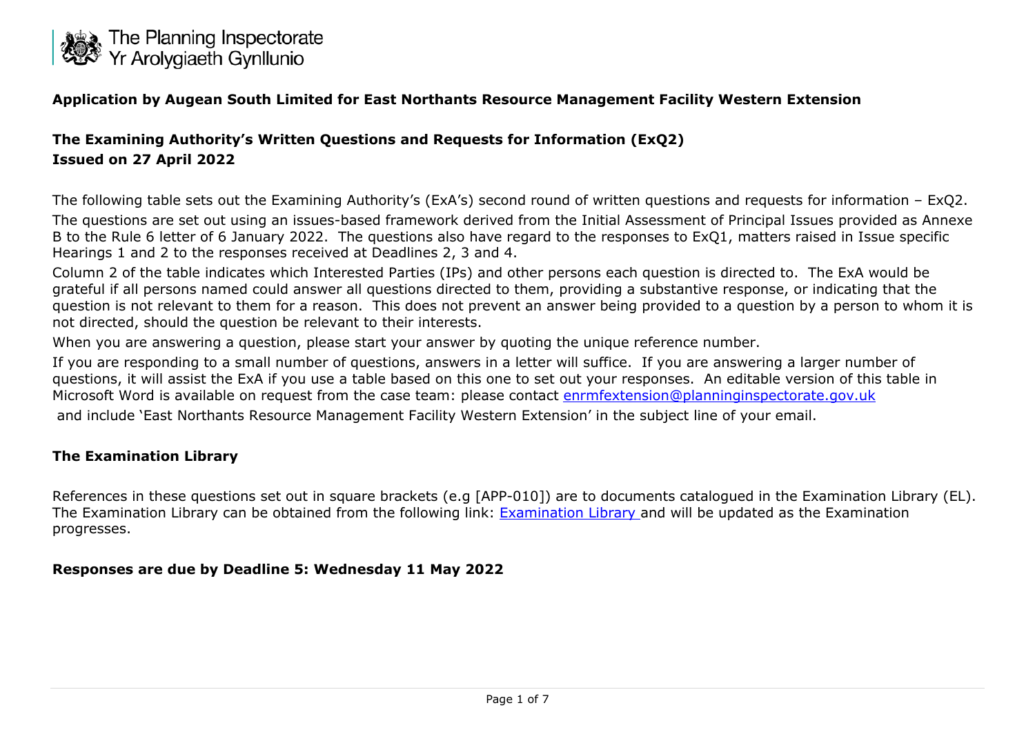The Planning Inspectorate
Yr Arolygiaeth Gynllunio

**Application by Augean South Limited for East Northants Resource Management Facility Western Extension**

**The Examining Authority's Written Questions and Requests for Information (ExQ2)**
**Issued on 27 April 2022**

The following table sets out the Examining Authority's (ExA's) second round of written questions and requests for information – ExQ2.

The questions are set out using an issues-based framework derived from the Initial Assessment of Principal Issues provided as Annexe B to the Rule 6 letter of 6 January 2022. The questions also have regard to the responses to ExQ1, matters raised in Issue specific Hearings 1 and 2 to the responses received at Deadlines 2, 3 and 4.

Column 2 of the table indicates which Interested Parties (IPs) and other persons each question is directed to. The ExA would be grateful if all persons named could answer all questions directed to them, providing a substantive response, or indicating that the question is not relevant to them for a reason. This does not prevent an answer being provided to a question by a person to whom it is not directed, should the question be relevant to their interests.

When you are answering a question, please start your answer by quoting the unique reference number.

If you are responding to a small number of questions, answers in a letter will suffice. If you are answering a larger number of questions, it will assist the ExA if you use a table based on this one to set out your responses. An editable version of this table in Microsoft Word is available on request from the case team: please contact enrmfextension@planninginspectorate.gov.uk and include 'East Northants Resource Management Facility Western Extension' in the subject line of your email.

**The Examination Library**

References in these questions set out in square brackets (e.g [APP-010]) are to documents catalogued in the Examination Library (EL). The Examination Library can be obtained from the following link: Examination Library and will be updated as the Examination progresses.

**Responses are due by Deadline 5: Wednesday 11 May 2022**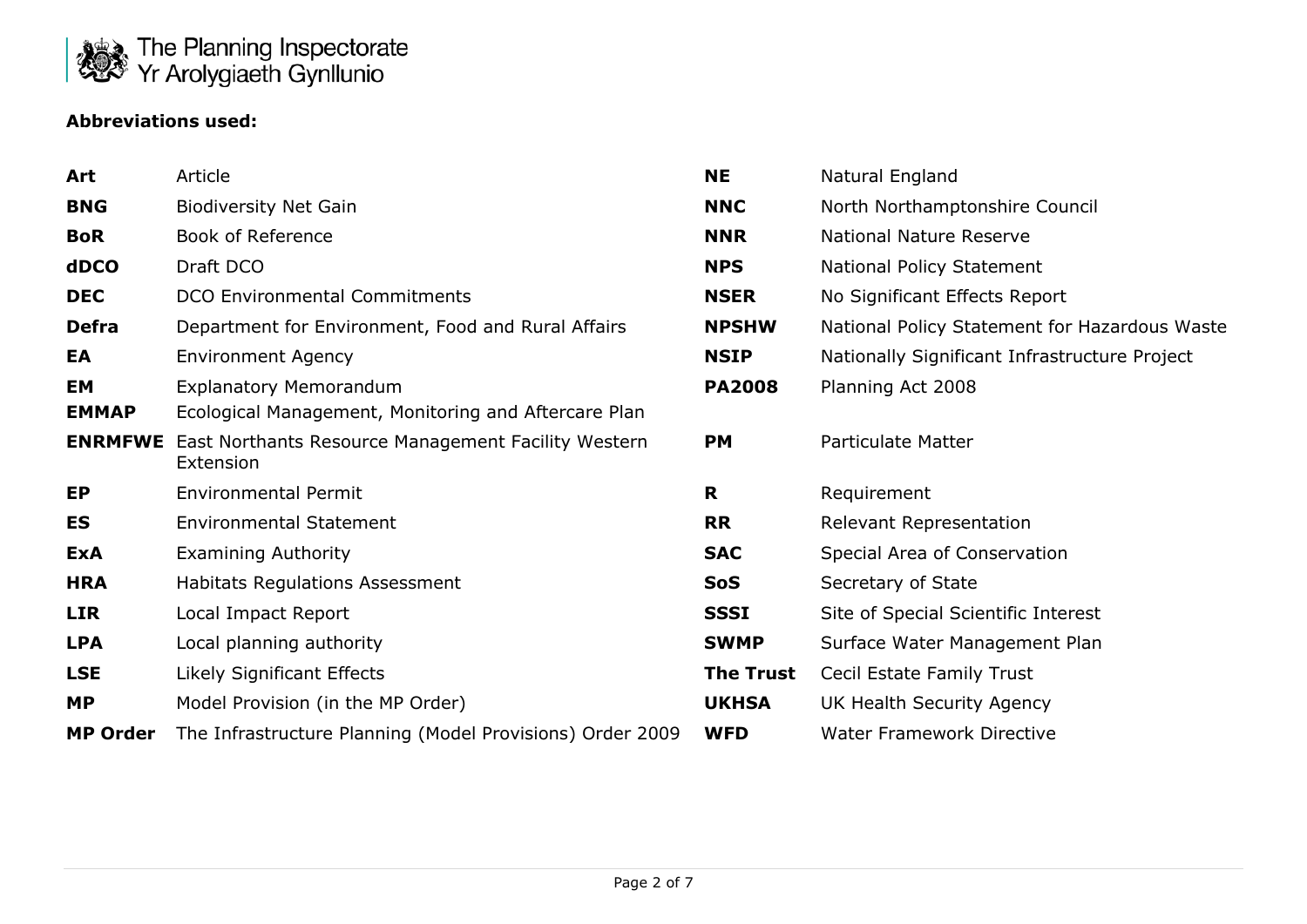**Abbreviations used:**

| | | | |
|---|---|---|---|
| **Art** | Article | **NE** | Natural England |
| **BNG** | Biodiversity Net Gain | **NNC** | North Northamptonshire Council |
| **BoR** | Book of Reference | **NNR** | National Nature Reserve |
| **dDCO** | Draft DCO | **NPS** | National Policy Statement |
| **DEC** | DCO Environmental Commitments | **NSER** | No Significant Effects Report |
| **Defra** | Department for Environment, Food and Rural Affairs | **NPSHW** | National Policy Statement for Hazardous Waste |
| **EA** | Environment Agency | **NSIP** | Nationally Significant Infrastructure Project |
| **EM** | Explanatory Memorandum | **PA2008** | Planning Act 2008 |
| **EMMAP** | Ecological Management, Monitoring and Aftercare Plan | | |
| **ENRMFWE** | East Northants Resource Management Facility Western Extension | **PM** | Particulate Matter |
| **EP** | Environmental Permit | **R** | Requirement |
| **ES** | Environmental Statement | **RR** | Relevant Representation |
| **ExA** | Examining Authority | **SAC** | Special Area of Conservation |
| **HRA** | Habitats Regulations Assessment | **SoS** | Secretary of State |
| **LIR** | Local Impact Report | **SSSI** | Site of Special Scientific Interest |
| **LPA** | Local planning authority | **SWMP** | Surface Water Management Plan |
| **LSE** | Likely Significant Effects | **The Trust** | Cecil Estate Family Trust |
| **MP** | Model Provision (in the MP Order) | **UKHSA** | UK Health Security Agency |
| **MP Order** | The Infrastructure Planning (Model Provisions) Order 2009 | **WFD** | Water Framework Directive |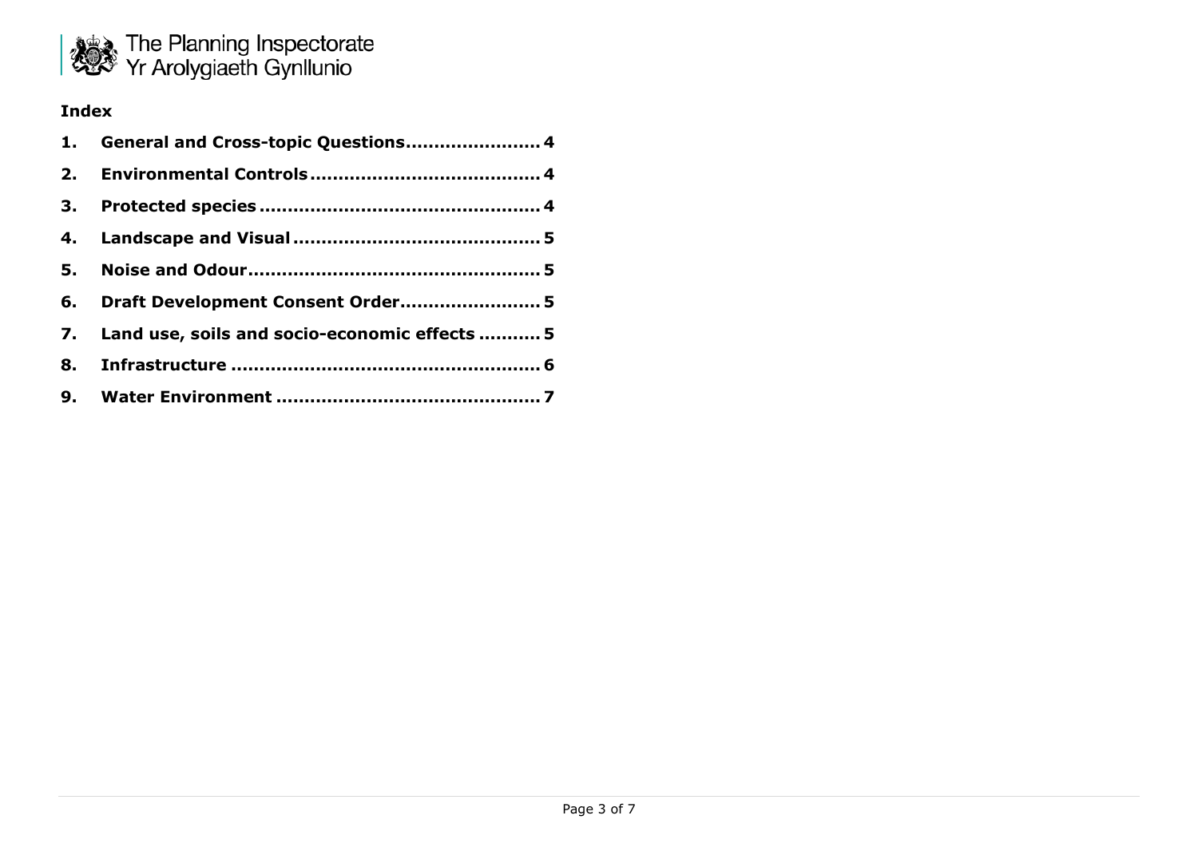**Index**

1. **General and Cross-topic Questions........................ 4**
2. **Environmental Controls........................................ 4**
3. **Protected species................................................. 4**
4. **Landscape and Visual........................................... 5**
5. **Noise and Odour.................................................. 5**
6. **Draft Development Consent Order........................ 5**
7. **Land use, soils and socio-economic effects ........... 5**
8. **Infrastructure ...................................................... 6**
9. **Water Environment .............................................. 7**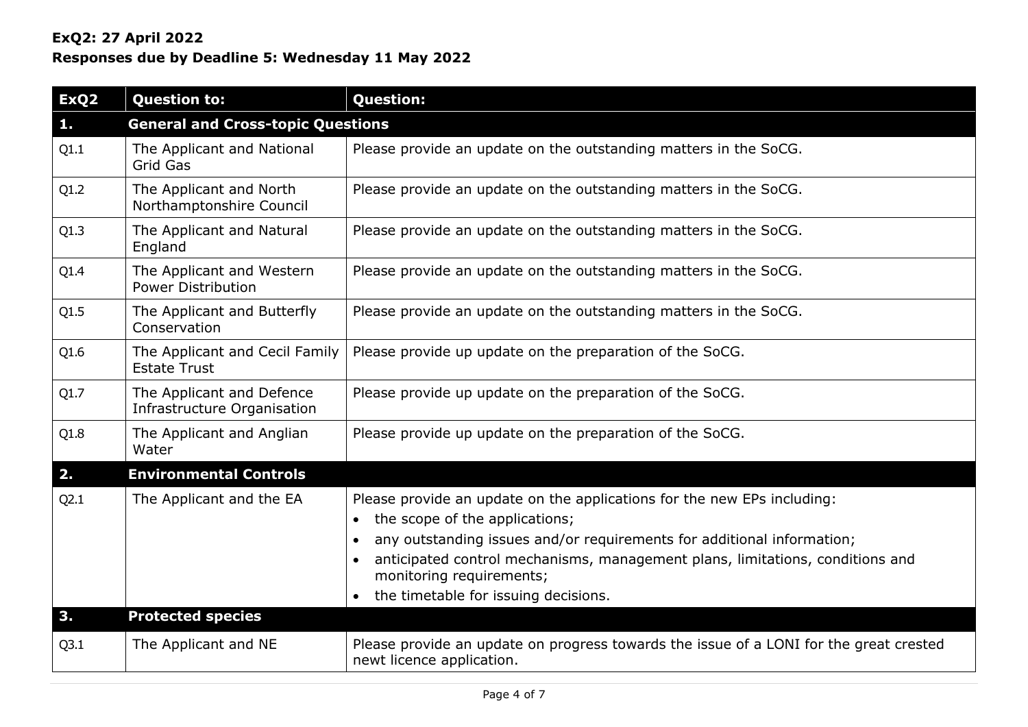**ExQ2: 27 April 2022**
**Responses due by Deadline 5: Wednesday 11 May 2022**

| ExQ2 | Question to: | Question: |
|---|---|---|
| **1.** | **General and Cross-topic Questions** | |
| Q1.1 | The Applicant and National Grid Gas | Please provide an update on the outstanding matters in the SoCG. |
| Q1.2 | The Applicant and North Northamptonshire Council | Please provide an update on the outstanding matters in the SoCG. |
| Q1.3 | The Applicant and Natural England | Please provide an update on the outstanding matters in the SoCG. |
| Q1.4 | The Applicant and Western Power Distribution | Please provide an update on the outstanding matters in the SoCG. |
| Q1.5 | The Applicant and Butterfly Conservation | Please provide an update on the outstanding matters in the SoCG. |
| Q1.6 | The Applicant and Cecil Family Estate Trust | Please provide up update on the preparation of the SoCG. |
| Q1.7 | The Applicant and Defence Infrastructure Organisation | Please provide up update on the preparation of the SoCG. |
| Q1.8 | The Applicant and Anglian Water | Please provide up update on the preparation of the SoCG. |
| **2.** | **Environmental Controls** | |
| Q2.1 | The Applicant and the EA | Please provide an update on the applications for the new EPs including: <br>• the scope of the applications; <br>• any outstanding issues and/or requirements for additional information; <br>• anticipated control mechanisms, management plans, limitations, conditions and monitoring requirements; <br>• the timetable for issuing decisions. |
| **3.** | **Protected species** | |
| Q3.1 | The Applicant and NE | Please provide an update on progress towards the issue of a LONI for the great crested newt licence application. |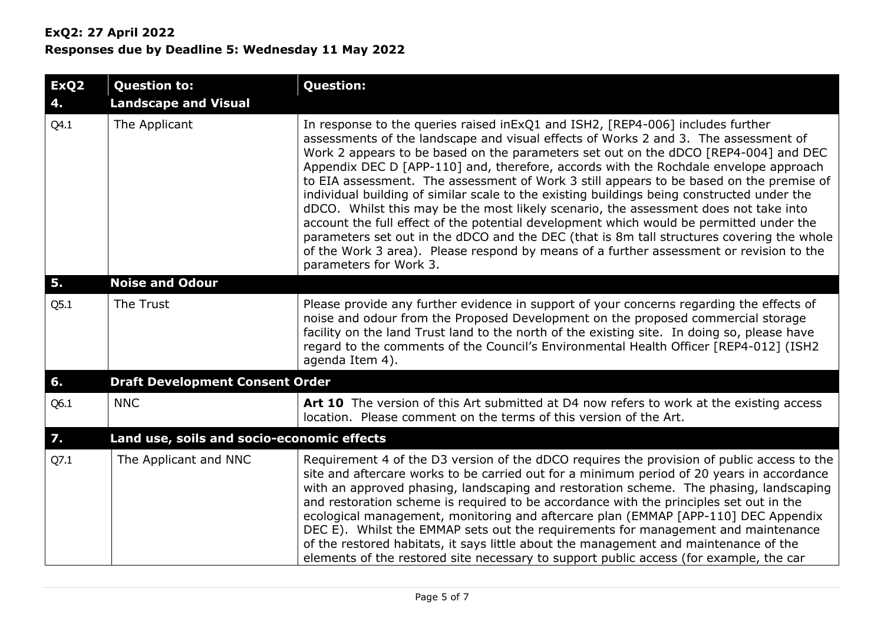**ExQ2: 27 April 2022**
**Responses due by Deadline 5: Wednesday 11 May 2022**

| ExQ2 | Question to: | Question: |
|---|---|---|
| **4.** | **Landscape and Visual** | |
| Q4.1 | The Applicant | In response to the queries raised inExQ1 and ISH2, [REP4-006] includes further assessments of the landscape and visual effects of Works 2 and 3. The assessment of Work 2 appears to be based on the parameters set out on the dDCO [REP4-004] and DEC Appendix DEC D [APP-110] and, therefore, accords with the Rochdale envelope approach to EIA assessment. The assessment of Work 3 still appears to be based on the premise of individual building of similar scale to the existing buildings being constructed under the dDCO. Whilst this may be the most likely scenario, the assessment does not take into account the full effect of the potential development which would be permitted under the parameters set out in the dDCO and the DEC (that is 8m tall structures covering the whole of the Work 3 area). Please respond by means of a further assessment or revision to the parameters for Work 3. |
| **5.** | **Noise and Odour** | |
| Q5.1 | The Trust | Please provide any further evidence in support of your concerns regarding the effects of noise and odour from the Proposed Development on the proposed commercial storage facility on the land Trust land to the north of the existing site. In doing so, please have regard to the comments of the Council's Environmental Health Officer [REP4-012] (ISH2 agenda Item 4). |
| **6.** | **Draft Development Consent Order** | |
| Q6.1 | NNC | **Art 10** The version of this Art submitted at D4 now refers to work at the existing access location. Please comment on the terms of this version of the Art. |
| **7.** | **Land use, soils and socio-economic effects** | |
| Q7.1 | The Applicant and NNC | Requirement 4 of the D3 version of the dDCO requires the provision of public access to the site and aftercare works to be carried out for a minimum period of 20 years in accordance with an approved phasing, landscaping and restoration scheme. The phasing, landscaping and restoration scheme is required to be accordance with the principles set out in the ecological management, monitoring and aftercare plan (EMMAP [APP-110] DEC Appendix DEC E). Whilst the EMMAP sets out the requirements for management and maintenance of the restored habitats, it says little about the management and maintenance of the elements of the restored site necessary to support public access (for example, the car |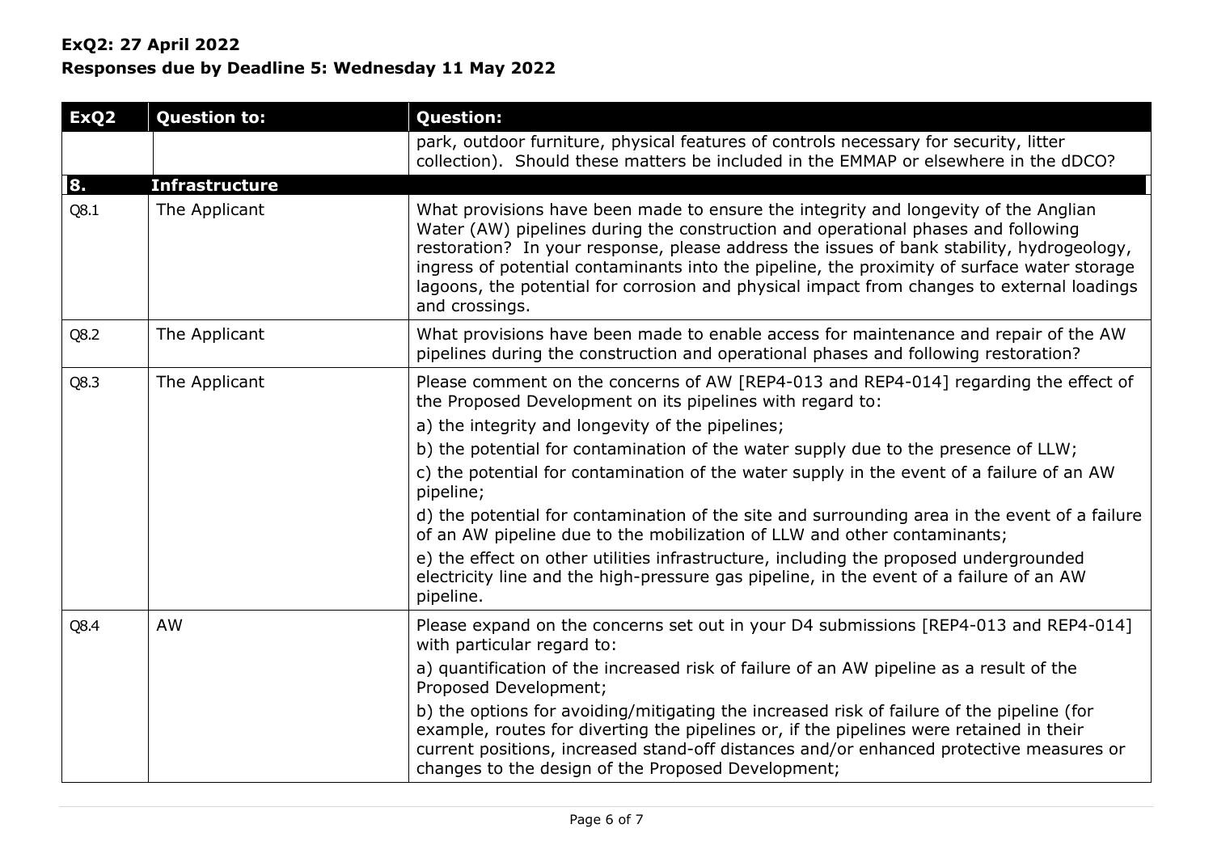**ExQ2: 27 April 2022**
**Responses due by Deadline 5: Wednesday 11 May 2022**

| ExQ2 | Question to: | Question: |
|---|---|---|
| | | park, outdoor furniture, physical features of controls necessary for security, litter collection). Should these matters be included in the EMMAP or elsewhere in the dDCO? |
| **8.** | **Infrastructure** | |
| Q8.1 | The Applicant | What provisions have been made to ensure the integrity and longevity of the Anglian Water (AW) pipelines during the construction and operational phases and following restoration? In your response, please address the issues of bank stability, hydrogeology, ingress of potential contaminants into the pipeline, the proximity of surface water storage lagoons, the potential for corrosion and physical impact from changes to external loadings and crossings. |
| Q8.2 | The Applicant | What provisions have been made to enable access for maintenance and repair of the AW pipelines during the construction and operational phases and following restoration? |
| Q8.3 | The Applicant | Please comment on the concerns of AW [REP4-013 and REP4-014] regarding the effect of the Proposed Development on its pipelines with regard to:<br>a) the integrity and longevity of the pipelines;<br>b) the potential for contamination of the water supply due to the presence of LLW;<br>c) the potential for contamination of the water supply in the event of a failure of an AW pipeline;<br>d) the potential for contamination of the site and surrounding area in the event of a failure of an AW pipeline due to the mobilization of LLW and other contaminants;<br>e) the effect on other utilities infrastructure, including the proposed undergrounded electricity line and the high-pressure gas pipeline, in the event of a failure of an AW pipeline. |
| Q8.4 | AW | Please expand on the concerns set out in your D4 submissions [REP4-013 and REP4-014] with particular regard to:<br>a) quantification of the increased risk of failure of an AW pipeline as a result of the Proposed Development;<br>b) the options for avoiding/mitigating the increased risk of failure of the pipeline (for example, routes for diverting the pipelines or, if the pipelines were retained in their current positions, increased stand-off distances and/or enhanced protective measures or changes to the design of the Proposed Development; |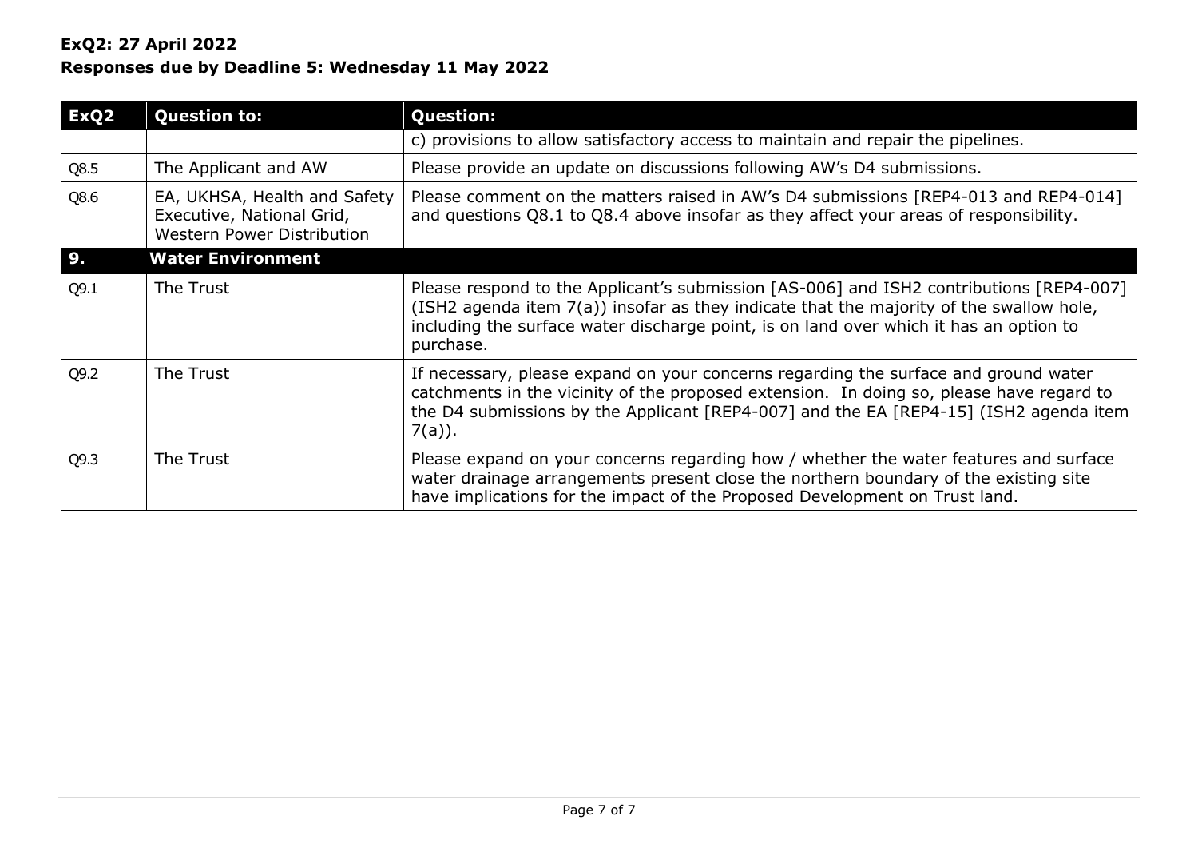**ExQ2: 27 April 2022**
**Responses due by Deadline 5: Wednesday 11 May 2022**

| ExQ2 | Question to: | Question: |
|---|---|---|
| | | c) provisions to allow satisfactory access to maintain and repair the pipelines. |
| Q8.5 | The Applicant and AW | Please provide an update on discussions following AW's D4 submissions. |
| Q8.6 | EA, UKHSA, Health and Safety Executive, National Grid, Western Power Distribution | Please comment on the matters raised in AW's D4 submissions [REP4-013 and REP4-014] and questions Q8.1 to Q8.4 above insofar as they affect your areas of responsibility. |
| **9.** | **Water Environment** | |
| Q9.1 | The Trust | Please respond to the Applicant's submission [AS-006] and ISH2 contributions [REP4-007] (ISH2 agenda item 7(a)) insofar as they indicate that the majority of the swallow hole, including the surface water discharge point, is on land over which it has an option to purchase. |
| Q9.2 | The Trust | If necessary, please expand on your concerns regarding the surface and ground water catchments in the vicinity of the proposed extension. In doing so, please have regard to the D4 submissions by the Applicant [REP4-007] and the EA [REP4-15] (ISH2 agenda item 7(a)). |
| Q9.3 | The Trust | Please expand on your concerns regarding how / whether the water features and surface water drainage arrangements present close the northern boundary of the existing site have implications for the impact of the Proposed Development on Trust land. |